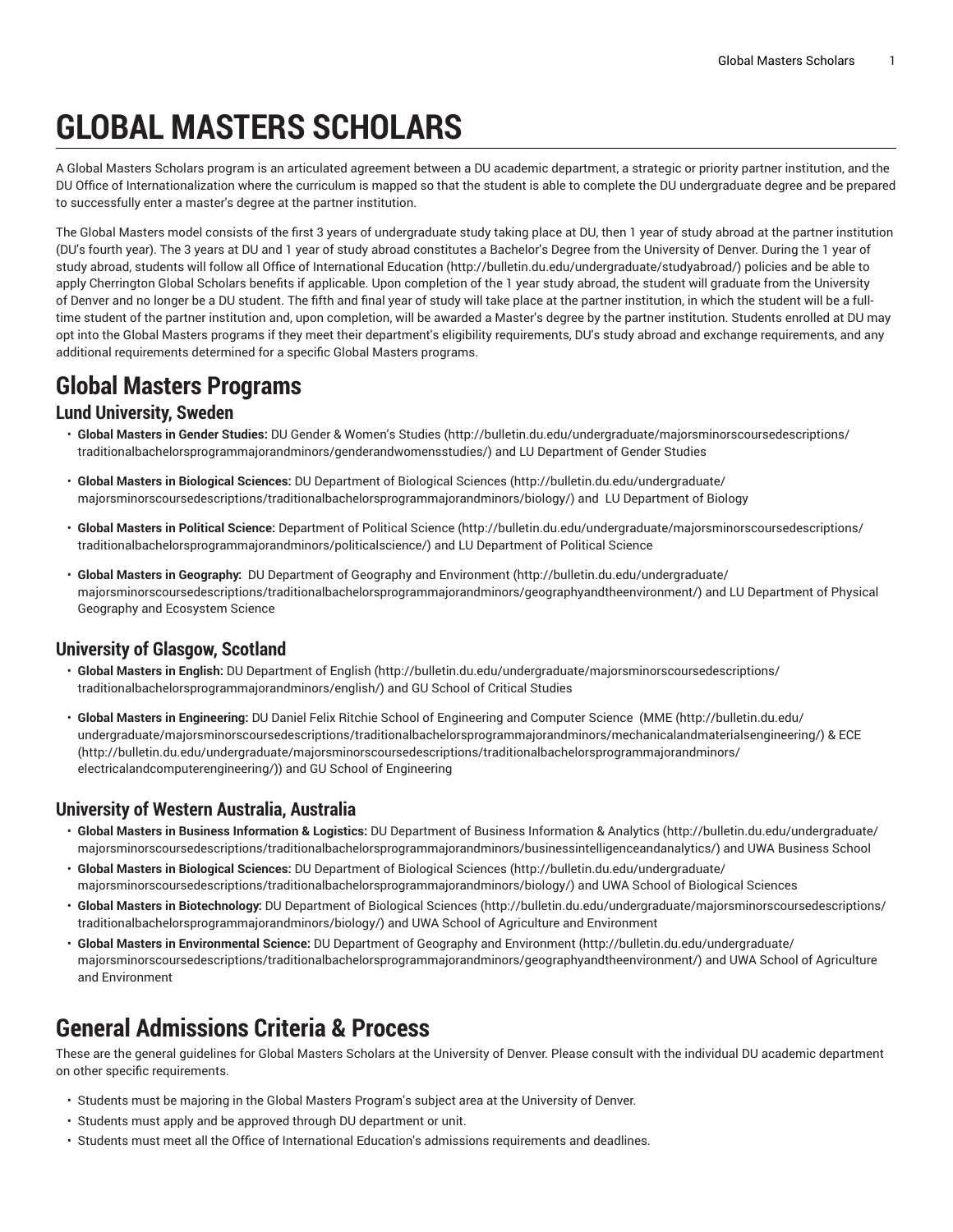# GLOBAL MASTERS SCHOLARS

A Global Masters Scholars program is an articulated agreement between a DU academic department, a strategic or priority partner institution, and the DU Office of Internationalization where the curriculum is mapped so that the student is able to complete the DU undergraduate degree and be prepared to successfully enter a master's degree at the partner institution.

The Global Masters model consists of the first 3 years of undergraduate study taking place at DU, then 1 year of study abroad at the partner institution (DU's fourth year). The 3 years at DU and 1 year of study abroad constitutes a Bachelor's Degree from the University of Denver. During the 1 year of study abroad, students will follow all Office of International Education (http://bulletin.du.edu/undergraduate/studyabroad/) policies and be able to apply Cherrington Global Scholars benefits if applicable. Upon completion of the 1 year study abroad, the student will graduate from the University of Denver and no longer be a DU student. The fifth and final year of study will take place at the partner institution, in which the student will be a full-time student of the partner institution and, upon completion, will be awarded a Master's degree by the partner institution. Students enrolled at DU may opt into the Global Masters programs if they meet their department's eligibility requirements, DU's study abroad and exchange requirements, and any additional requirements determined for a specific Global Masters programs.

## Global Masters Programs

### Lund University, Sweden

- **Global Masters in Gender Studies:** DU Gender & Women's Studies (http://bulletin.du.edu/undergraduate/majorsminorscoursedescriptions/traditionalbachelorsprogrammajorandminors/genderandwomensstudies/) and LU Department of Gender Studies
- **Global Masters in Biological Sciences:** DU Department of Biological Sciences (http://bulletin.du.edu/undergraduate/majorsminorscoursedescriptions/traditionalbachelorsprogrammajorandminors/biology/) and LU Department of Biology
- **Global Masters in Political Science:** Department of Political Science (http://bulletin.du.edu/undergraduate/majorsminorscoursedescriptions/traditionalbachelorsprogrammajorandminors/politicalscience/) and LU Department of Political Science
- **Global Masters in Geography:** DU Department of Geography and Environment (http://bulletin.du.edu/undergraduate/majorsminorscoursedescriptions/traditionalbachelorsprogrammajorandminors/geographyandtheenvironment/) and LU Department of Physical Geography and Ecosystem Science

### University of Glasgow, Scotland

- **Global Masters in English:** DU Department of English (http://bulletin.du.edu/undergraduate/majorsminorscoursedescriptions/traditionalbachelorsprogrammajorandminors/english/) and GU School of Critical Studies
- **Global Masters in Engineering:** DU Daniel Felix Ritchie School of Engineering and Computer Science (MME (http://bulletin.du.edu/undergraduate/majorsminorscoursedescriptions/traditionalbachelorsprogrammajorandminors/mechanicalandmaterialsengineering/) & ECE (http://bulletin.du.edu/undergraduate/majorsminorscoursedescriptions/traditionalbachelorsprogrammajorandminors/electricalandcomputerengineering/)) and GU School of Engineering

### University of Western Australia, Australia

- **Global Masters in Business Information & Logistics:** DU Department of Business Information & Analytics (http://bulletin.du.edu/undergraduate/majorsminorscoursedescriptions/traditionalbachelorsprogrammajorandminors/businessintelligenceandanalytics/) and UWA Business School
- **Global Masters in Biological Sciences:** DU Department of Biological Sciences (http://bulletin.du.edu/undergraduate/majorsminorscoursedescriptions/traditionalbachelorsprogrammajorandminors/biology/) and UWA School of Biological Sciences
- **Global Masters in Biotechnology:** DU Department of Biological Sciences (http://bulletin.du.edu/undergraduate/majorsminorscoursedescriptions/traditionalbachelorsprogrammajorandminors/biology/) and UWA School of Agriculture and Environment
- **Global Masters in Environmental Science:** DU Department of Geography and Environment (http://bulletin.du.edu/undergraduate/majorsminorscoursedescriptions/traditionalbachelorsprogrammajorandminors/geographyandtheenvironment/) and UWA School of Agriculture and Environment

## General Admissions Criteria & Process

These are the general guidelines for Global Masters Scholars at the University of Denver. Please consult with the individual DU academic department on other specific requirements.

- Students must be majoring in the Global Masters Program's subject area at the University of Denver.
- Students must apply and be approved through DU department or unit.
- Students must meet all the Office of International Education's admissions requirements and deadlines.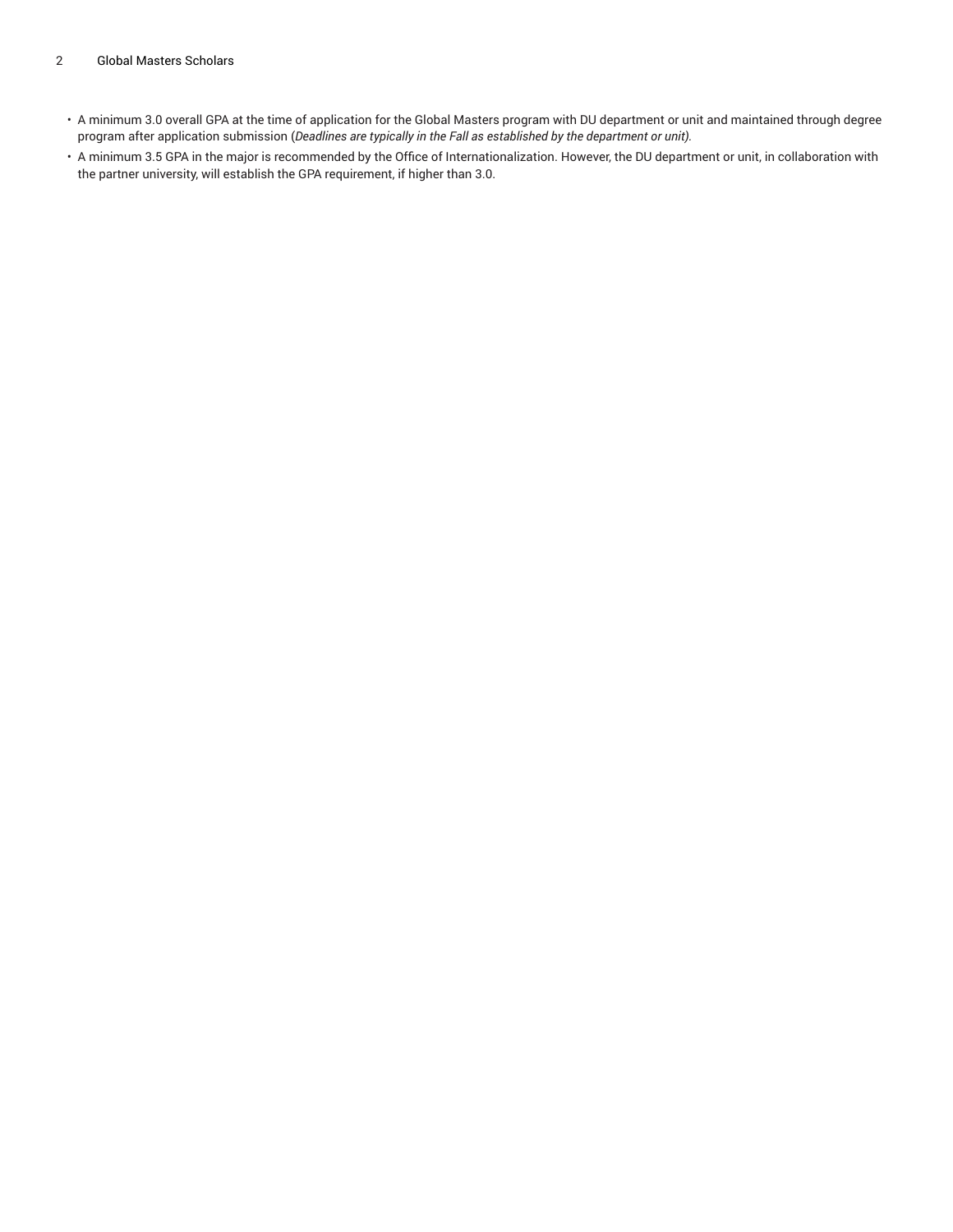- A minimum 3.0 overall GPA at the time of application for the Global Masters program with DU department or unit and maintained through degree program after application submission (*Deadlines are typically in the Fall as established by the department or unit).*
- A minimum 3.5 GPA in the major is recommended by the Office of Internationalization. However, the DU department or unit, in collaboration with the partner university, will establish the GPA requirement, if higher than 3.0.